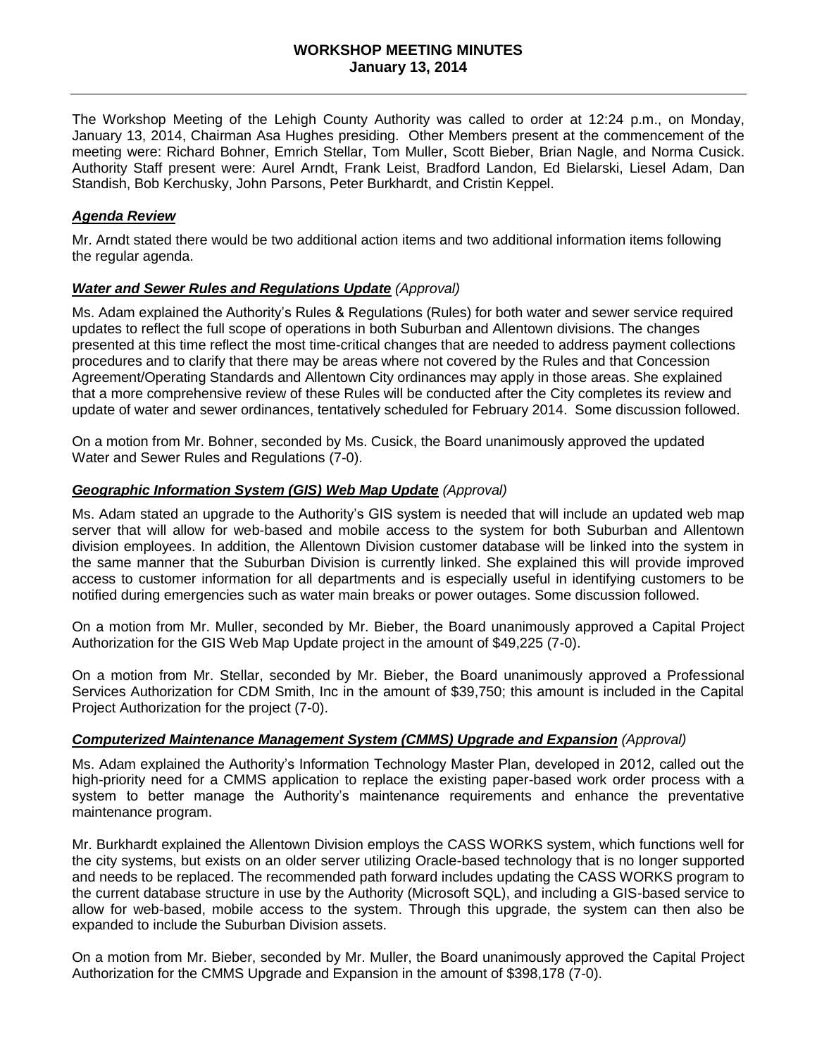# WORKSHOP MEETING MINUTES
**January 13, 2014**

The Workshop Meeting of the Lehigh County Authority was called to order at 12:24 p.m., on Monday, January 13, 2014, Chairman Asa Hughes presiding. Other Members present at the commencement of the meeting were: Richard Bohner, Emrich Stellar, Tom Muller, Scott Bieber, Brian Nagle, and Norma Cusick. Authority Staff present were: Aurel Arndt, Frank Leist, Bradford Landon, Ed Bielarski, Liesel Adam, Dan Standish, Bob Kerchusky, John Parsons, Peter Burkhardt, and Cristin Keppel.

### ***Agenda Review***

Mr. Arndt stated there would be two additional action items and two additional information items following the regular agenda.

### ***Water and Sewer Rules and Regulations Update*** *(Approval)*

Ms. Adam explained the Authority's Rules & Regulations (Rules) for both water and sewer service required updates to reflect the full scope of operations in both Suburban and Allentown divisions. The changes presented at this time reflect the most time-critical changes that are needed to address payment collections procedures and to clarify that there may be areas where not covered by the Rules and that Concession Agreement/Operating Standards and Allentown City ordinances may apply in those areas. She explained that a more comprehensive review of these Rules will be conducted after the City completes its review and update of water and sewer ordinances, tentatively scheduled for February 2014. Some discussion followed.

On a motion from Mr. Bohner, seconded by Ms. Cusick, the Board unanimously approved the updated Water and Sewer Rules and Regulations (7-0).

### ***Geographic Information System (GIS) Web Map Update*** *(Approval)*

Ms. Adam stated an upgrade to the Authority's GIS system is needed that will include an updated web map server that will allow for web-based and mobile access to the system for both Suburban and Allentown division employees. In addition, the Allentown Division customer database will be linked into the system in the same manner that the Suburban Division is currently linked. She explained this will provide improved access to customer information for all departments and is especially useful in identifying customers to be notified during emergencies such as water main breaks or power outages. Some discussion followed.

On a motion from Mr. Muller, seconded by Mr. Bieber, the Board unanimously approved a Capital Project Authorization for the GIS Web Map Update project in the amount of $49,225 (7-0).

On a motion from Mr. Stellar, seconded by Mr. Bieber, the Board unanimously approved a Professional Services Authorization for CDM Smith, Inc in the amount of $39,750; this amount is included in the Capital Project Authorization for the project (7-0).

### ***Computerized Maintenance Management System (CMMS) Upgrade and Expansion*** *(Approval)*

Ms. Adam explained the Authority's Information Technology Master Plan, developed in 2012, called out the high-priority need for a CMMS application to replace the existing paper-based work order process with a system to better manage the Authority's maintenance requirements and enhance the preventative maintenance program.

Mr. Burkhardt explained the Allentown Division employs the CASS WORKS system, which functions well for the city systems, but exists on an older server utilizing Oracle-based technology that is no longer supported and needs to be replaced. The recommended path forward includes updating the CASS WORKS program to the current database structure in use by the Authority (Microsoft SQL), and including a GIS-based service to allow for web-based, mobile access to the system. Through this upgrade, the system can then also be expanded to include the Suburban Division assets.

On a motion from Mr. Bieber, seconded by Mr. Muller, the Board unanimously approved the Capital Project Authorization for the CMMS Upgrade and Expansion in the amount of $398,178 (7-0).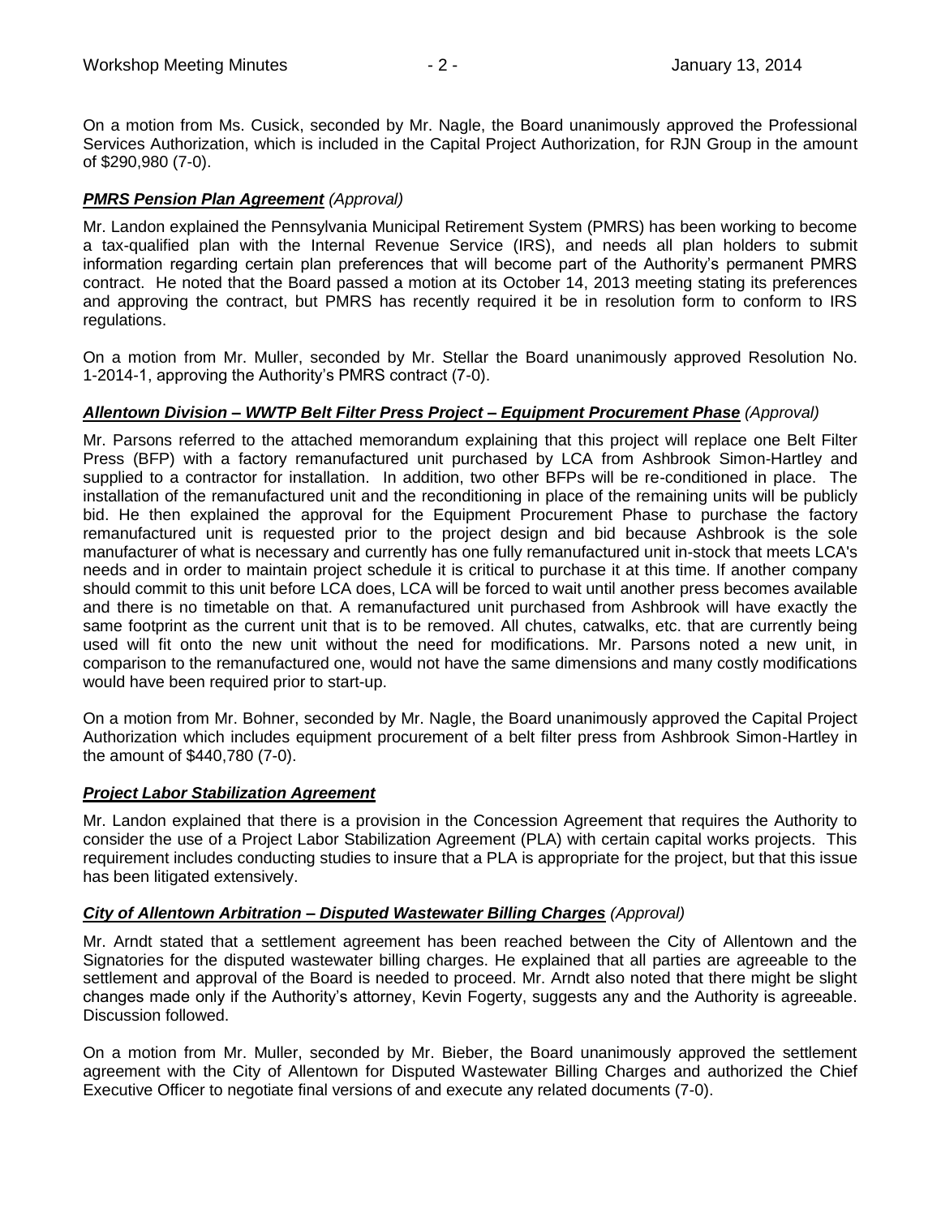On a motion from Ms. Cusick, seconded by Mr. Nagle, the Board unanimously approved the Professional Services Authorization, which is included in the Capital Project Authorization, for RJN Group in the amount of $290,980 (7-0).

***PMRS Pension Plan Agreement*** *(Approval)*

Mr. Landon explained the Pennsylvania Municipal Retirement System (PMRS) has been working to become a tax-qualified plan with the Internal Revenue Service (IRS), and needs all plan holders to submit information regarding certain plan preferences that will become part of the Authority's permanent PMRS contract. He noted that the Board passed a motion at its October 14, 2013 meeting stating its preferences and approving the contract, but PMRS has recently required it be in resolution form to conform to IRS regulations.

On a motion from Mr. Muller, seconded by Mr. Stellar the Board unanimously approved Resolution No. 1-2014-1, approving the Authority's PMRS contract (7-0).

***Allentown Division – WWTP Belt Filter Press Project – Equipment Procurement Phase*** *(Approval)*

Mr. Parsons referred to the attached memorandum explaining that this project will replace one Belt Filter Press (BFP) with a factory remanufactured unit purchased by LCA from Ashbrook Simon-Hartley and supplied to a contractor for installation. In addition, two other BFPs will be re-conditioned in place. The installation of the remanufactured unit and the reconditioning in place of the remaining units will be publicly bid. He then explained the approval for the Equipment Procurement Phase to purchase the factory remanufactured unit is requested prior to the project design and bid because Ashbrook is the sole manufacturer of what is necessary and currently has one fully remanufactured unit in-stock that meets LCA's needs and in order to maintain project schedule it is critical to purchase it at this time. If another company should commit to this unit before LCA does, LCA will be forced to wait until another press becomes available and there is no timetable on that. A remanufactured unit purchased from Ashbrook will have exactly the same footprint as the current unit that is to be removed. All chutes, catwalks, etc. that are currently being used will fit onto the new unit without the need for modifications. Mr. Parsons noted a new unit, in comparison to the remanufactured one, would not have the same dimensions and many costly modifications would have been required prior to start-up.

On a motion from Mr. Bohner, seconded by Mr. Nagle, the Board unanimously approved the Capital Project Authorization which includes equipment procurement of a belt filter press from Ashbrook Simon-Hartley in the amount of $440,780 (7-0).

***Project Labor Stabilization Agreement***

Mr. Landon explained that there is a provision in the Concession Agreement that requires the Authority to consider the use of a Project Labor Stabilization Agreement (PLA) with certain capital works projects. This requirement includes conducting studies to insure that a PLA is appropriate for the project, but that this issue has been litigated extensively.

***City of Allentown Arbitration – Disputed Wastewater Billing Charges*** *(Approval)*

Mr. Arndt stated that a settlement agreement has been reached between the City of Allentown and the Signatories for the disputed wastewater billing charges. He explained that all parties are agreeable to the settlement and approval of the Board is needed to proceed. Mr. Arndt also noted that there might be slight changes made only if the Authority's attorney, Kevin Fogerty, suggests any and the Authority is agreeable. Discussion followed.

On a motion from Mr. Muller, seconded by Mr. Bieber, the Board unanimously approved the settlement agreement with the City of Allentown for Disputed Wastewater Billing Charges and authorized the Chief Executive Officer to negotiate final versions of and execute any related documents (7-0).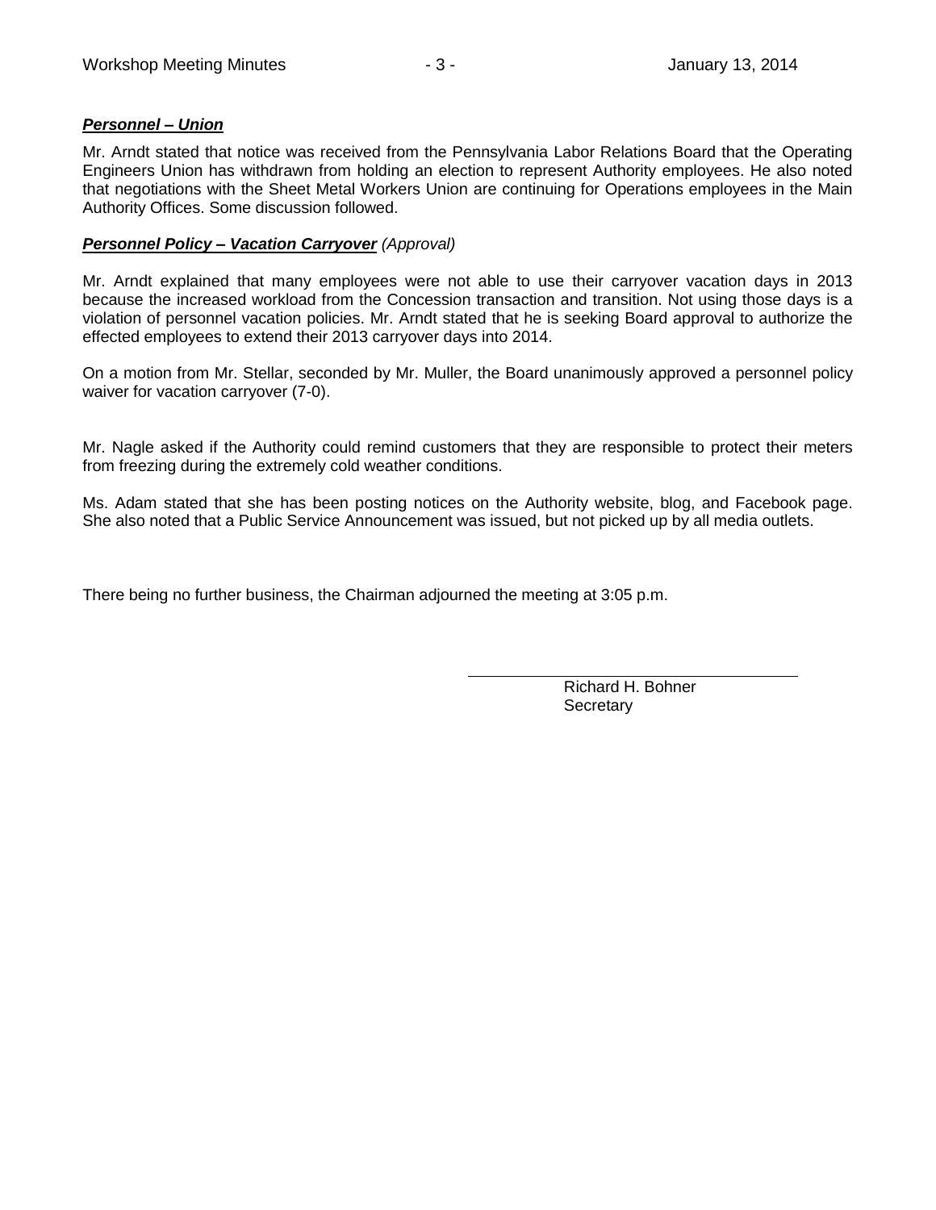***Personnel – Union***

Mr. Arndt stated that notice was received from the Pennsylvania Labor Relations Board that the Operating Engineers Union has withdrawn from holding an election to represent Authority employees. He also noted that negotiations with the Sheet Metal Workers Union are continuing for Operations employees in the Main Authority Offices. Some discussion followed.

***Personnel Policy – Vacation Carryover*** *(Approval)*

Mr. Arndt explained that many employees were not able to use their carryover vacation days in 2013 because the increased workload from the Concession transaction and transition. Not using those days is a violation of personnel vacation policies. Mr. Arndt stated that he is seeking Board approval to authorize the effected employees to extend their 2013 carryover days into 2014.

On a motion from Mr. Stellar, seconded by Mr. Muller, the Board unanimously approved a personnel policy waiver for vacation carryover (7-0).

Mr. Nagle asked if the Authority could remind customers that they are responsible to protect their meters from freezing during the extremely cold weather conditions.

Ms. Adam stated that she has been posting notices on the Authority website, blog, and Facebook page. She also noted that a Public Service Announcement was issued, but not picked up by all media outlets.

There being no further business, the Chairman adjourned the meeting at 3:05 p.m.

Richard H. Bohner
Secretary